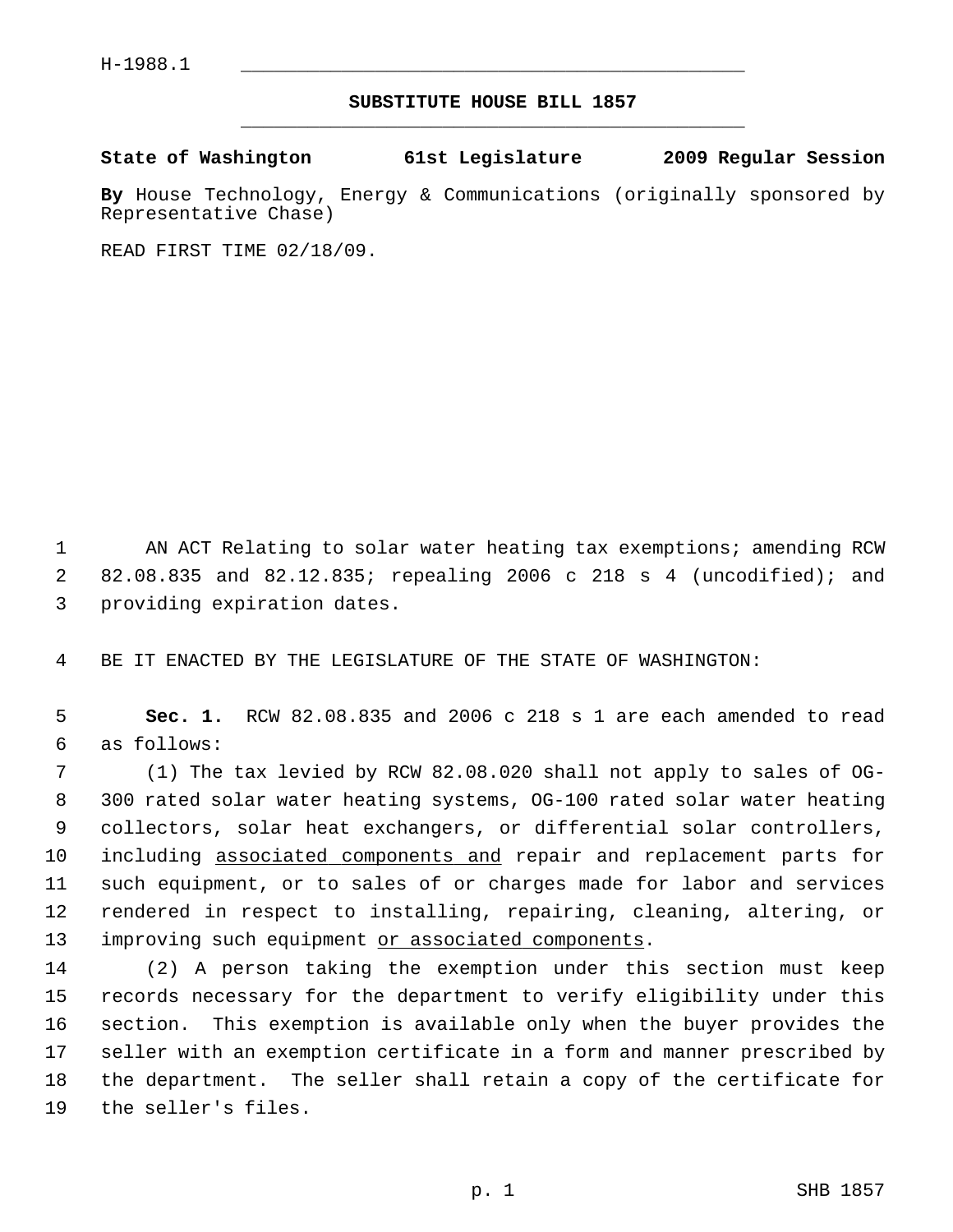H-1988.1

**SUBSTITUTE HOUSE BILL 1857**

**State of Washington 61st Legislature 2009 Regular Session**

**By** House Technology, Energy & Communications (originally sponsored by Representative Chase)

READ FIRST TIME 02/18/09.

AN ACT Relating to solar water heating tax exemptions; amending RCW 82.08.835 and 82.12.835; repealing 2006 c 218 s 4 (uncodified); and providing expiration dates.

BE IT ENACTED BY THE LEGISLATURE OF THE STATE OF WASHINGTON:

**Sec. 1.** RCW 82.08.835 and 2006 c 218 s 1 are each amended to read as follows:

(1) The tax levied by RCW 82.08.020 shall not apply to sales of OG-300 rated solar water heating systems, OG-100 rated solar water heating collectors, solar heat exchangers, or differential solar controllers, including <u>associated components and</u> repair and replacement parts for such equipment, or to sales of or charges made for labor and services rendered in respect to installing, repairing, cleaning, altering, or improving such equipment <u>or associated components</u>.

(2) A person taking the exemption under this section must keep records necessary for the department to verify eligibility under this section. This exemption is available only when the buyer provides the seller with an exemption certificate in a form and manner prescribed by the department. The seller shall retain a copy of the certificate for the seller's files.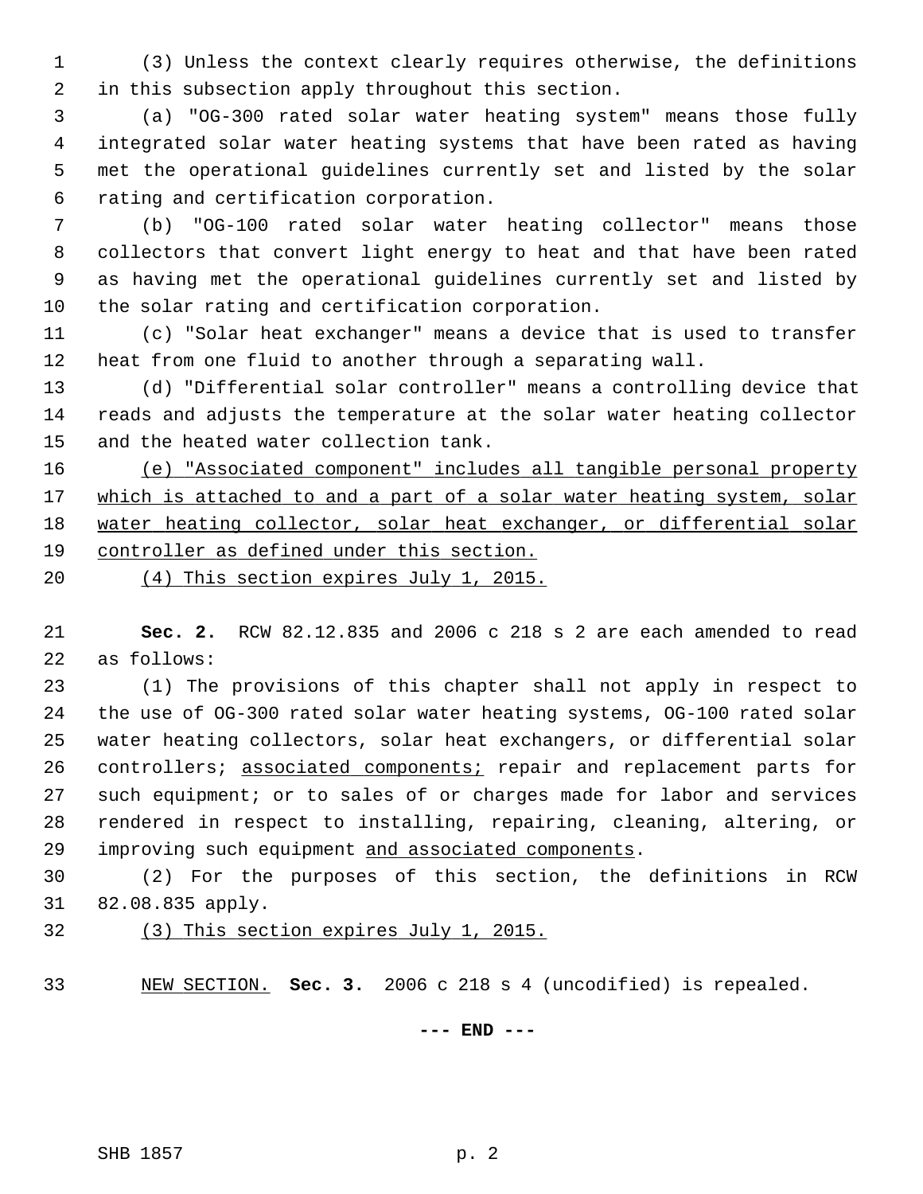(3) Unless the context clearly requires otherwise, the definitions in this subsection apply throughout this section.

(a) "OG-300 rated solar water heating system" means those fully integrated solar water heating systems that have been rated as having met the operational guidelines currently set and listed by the solar rating and certification corporation.

(b) "OG-100 rated solar water heating collector" means those collectors that convert light energy to heat and that have been rated as having met the operational guidelines currently set and listed by the solar rating and certification corporation.

(c) "Solar heat exchanger" means a device that is used to transfer heat from one fluid to another through a separating wall.

(d) "Differential solar controller" means a controlling device that reads and adjusts the temperature at the solar water heating collector and the heated water collection tank.

<u>(e) "Associated component" includes all tangible personal property which is attached to and a part of a solar water heating system, solar water heating collector, solar heat exchanger, or differential solar controller as defined under this section.</u>

<u>(4) This section expires July 1, 2015.</u>

**Sec. 2.** RCW 82.12.835 and 2006 c 218 s 2 are each amended to read as follows:

(1) The provisions of this chapter shall not apply in respect to the use of OG-300 rated solar water heating systems, OG-100 rated solar water heating collectors, solar heat exchangers, or differential solar controllers; <u>associated components;</u> repair and replacement parts for such equipment; or to sales of or charges made for labor and services rendered in respect to installing, repairing, cleaning, altering, or improving such equipment <u>and associated components</u>.

(2) For the purposes of this section, the definitions in RCW 82.08.835 apply.

<u>(3) This section expires July 1, 2015.</u>

<u>NEW SECTION.</u> **Sec. 3.** 2006 c 218 s 4 (uncodified) is repealed.

**--- END ---**